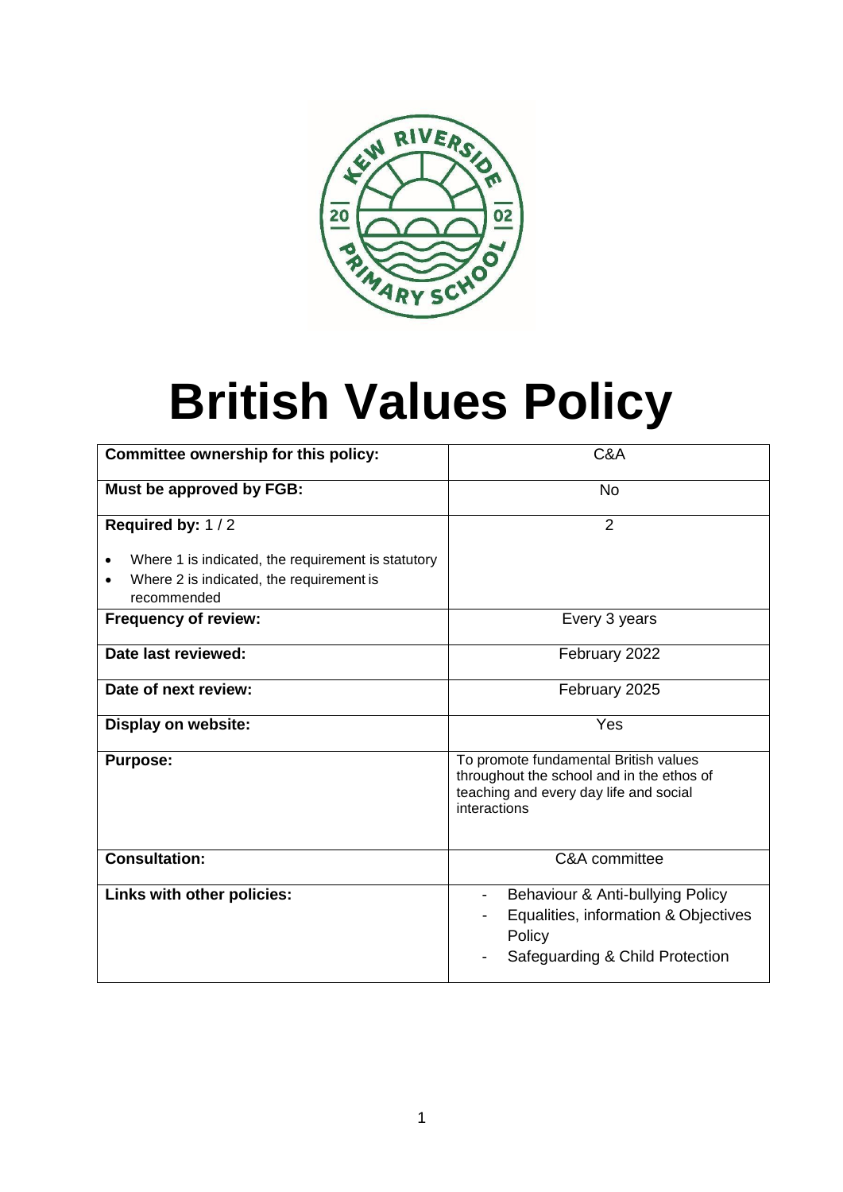# British Values Policy

| Committee ownership for this policy: | C&A |
| --- | --- |
| **Must be approved by FGB:** | No |
| **Required by:** 1 / 2<br>• Where 1 is indicated, the requirement is statutory<br>• Where 2 is indicated, the requirement is recommended | 2 |
| **Frequency of review:** | Every 3 years |
| **Date last reviewed:** | February 2022 |
| **Date of next review:** | February 2025 |
| **Display on website:** | Yes |
| **Purpose:** | To promote fundamental British values throughout the school and in the ethos of teaching and every day life and social interactions |
| **Consultation:** | C&A committee |
| **Links with other policies:** | - Behaviour & Anti-bullying Policy<br>- Equalities, information & Objectives Policy<br>- Safeguarding & Child Protection |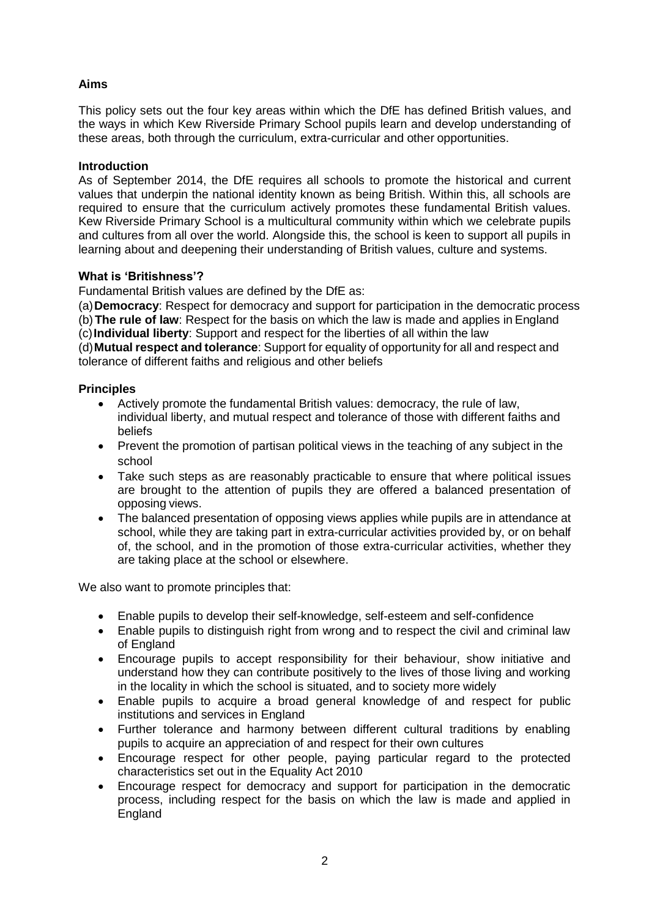## Aims

This policy sets out the four key areas within which the DfE has defined British values, and the ways in which Kew Riverside Primary School pupils learn and develop understanding of these areas, both through the curriculum, extra-curricular and other opportunities.

## Introduction

As of September 2014, the DfE requires all schools to promote the historical and current values that underpin the national identity known as being British. Within this, all schools are required to ensure that the curriculum actively promotes these fundamental British values. Kew Riverside Primary School is a multicultural community within which we celebrate pupils and cultures from all over the world. Alongside this, the school is keen to support all pupils in learning about and deepening their understanding of British values, culture and systems.

## What is 'Britishness'?

Fundamental British values are defined by the DfE as:

(a) **Democracy**: Respect for democracy and support for participation in the democratic process
(b) **The rule of law**: Respect for the basis on which the law is made and applies in England
(c) **Individual liberty**: Support and respect for the liberties of all within the law
(d) **Mutual respect and tolerance**: Support for equality of opportunity for all and respect and tolerance of different faiths and religious and other beliefs

## Principles

- Actively promote the fundamental British values: democracy, the rule of law, individual liberty, and mutual respect and tolerance of those with different faiths and beliefs
- Prevent the promotion of partisan political views in the teaching of any subject in the school
- Take such steps as are reasonably practicable to ensure that where political issues are brought to the attention of pupils they are offered a balanced presentation of opposing views.
- The balanced presentation of opposing views applies while pupils are in attendance at school, while they are taking part in extra-curricular activities provided by, or on behalf of, the school, and in the promotion of those extra-curricular activities, whether they are taking place at the school or elsewhere.

We also want to promote principles that:

- Enable pupils to develop their self-knowledge, self-esteem and self-confidence
- Enable pupils to distinguish right from wrong and to respect the civil and criminal law of England
- Encourage pupils to accept responsibility for their behaviour, show initiative and understand how they can contribute positively to the lives of those living and working in the locality in which the school is situated, and to society more widely
- Enable pupils to acquire a broad general knowledge of and respect for public institutions and services in England
- Further tolerance and harmony between different cultural traditions by enabling pupils to acquire an appreciation of and respect for their own cultures
- Encourage respect for other people, paying particular regard to the protected characteristics set out in the Equality Act 2010
- Encourage respect for democracy and support for participation in the democratic process, including respect for the basis on which the law is made and applied in England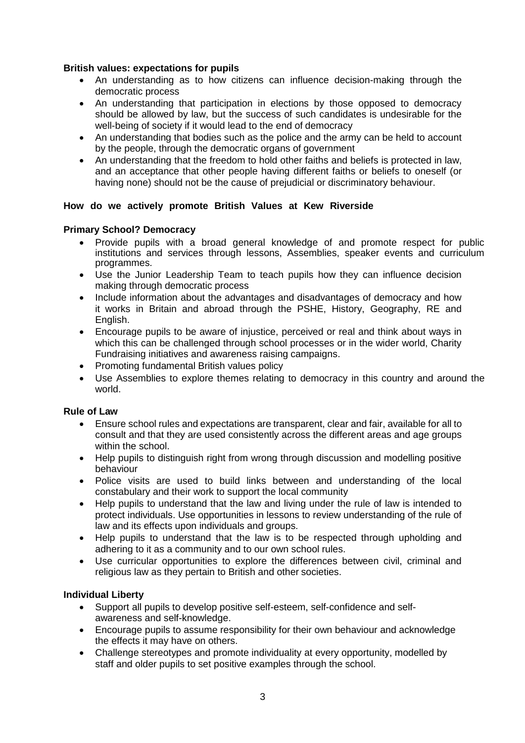**British values: expectations for pupils**

- An understanding as to how citizens can influence decision-making through the democratic process
- An understanding that participation in elections by those opposed to democracy should be allowed by law, but the success of such candidates is undesirable for the well-being of society if it would lead to the end of democracy
- An understanding that bodies such as the police and the army can be held to account by the people, through the democratic organs of government
- An understanding that the freedom to hold other faiths and beliefs is protected in law, and an acceptance that other people having different faiths or beliefs to oneself (or having none) should not be the cause of prejudicial or discriminatory behaviour.

**How do we actively promote British Values at Kew Riverside**

**Primary School? Democracy**

- Provide pupils with a broad general knowledge of and promote respect for public institutions and services through lessons, Assemblies, speaker events and curriculum programmes.
- Use the Junior Leadership Team to teach pupils how they can influence decision making through democratic process
- Include information about the advantages and disadvantages of democracy and how it works in Britain and abroad through the PSHE, History, Geography, RE and English.
- Encourage pupils to be aware of injustice, perceived or real and think about ways in which this can be challenged through school processes or in the wider world, Charity Fundraising initiatives and awareness raising campaigns.
- Promoting fundamental British values policy
- Use Assemblies to explore themes relating to democracy in this country and around the world.

**Rule of Law**

- Ensure school rules and expectations are transparent, clear and fair, available for all to consult and that they are used consistently across the different areas and age groups within the school.
- Help pupils to distinguish right from wrong through discussion and modelling positive behaviour
- Police visits are used to build links between and understanding of the local constabulary and their work to support the local community
- Help pupils to understand that the law and living under the rule of law is intended to protect individuals. Use opportunities in lessons to review understanding of the rule of law and its effects upon individuals and groups.
- Help pupils to understand that the law is to be respected through upholding and adhering to it as a community and to our own school rules.
- Use curricular opportunities to explore the differences between civil, criminal and religious law as they pertain to British and other societies.

**Individual Liberty**

- Support all pupils to develop positive self-esteem, self-confidence and self-awareness and self-knowledge.
- Encourage pupils to assume responsibility for their own behaviour and acknowledge the effects it may have on others.
- Challenge stereotypes and promote individuality at every opportunity, modelled by staff and older pupils to set positive examples through the school.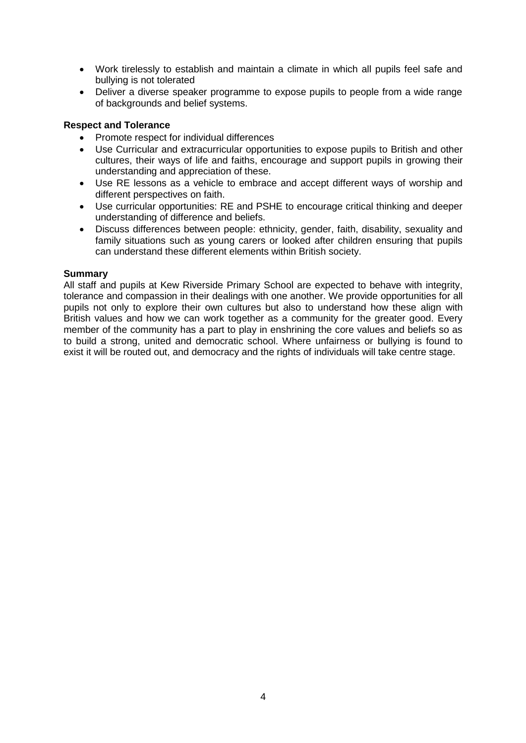- Work tirelessly to establish and maintain a climate in which all pupils feel safe and bullying is not tolerated
- Deliver a diverse speaker programme to expose pupils to people from a wide range of backgrounds and belief systems.

**Respect and Tolerance**

- Promote respect for individual differences
- Use Curricular and extracurricular opportunities to expose pupils to British and other cultures, their ways of life and faiths, encourage and support pupils in growing their understanding and appreciation of these.
- Use RE lessons as a vehicle to embrace and accept different ways of worship and different perspectives on faith.
- Use curricular opportunities: RE and PSHE to encourage critical thinking and deeper understanding of difference and beliefs.
- Discuss differences between people: ethnicity, gender, faith, disability, sexuality and family situations such as young carers or looked after children ensuring that pupils can understand these different elements within British society.

**Summary**

All staff and pupils at Kew Riverside Primary School are expected to behave with integrity, tolerance and compassion in their dealings with one another. We provide opportunities for all pupils not only to explore their own cultures but also to understand how these align with British values and how we can work together as a community for the greater good. Every member of the community has a part to play in enshrining the core values and beliefs so as to build a strong, united and democratic school. Where unfairness or bullying is found to exist it will be routed out, and democracy and the rights of individuals will take centre stage.